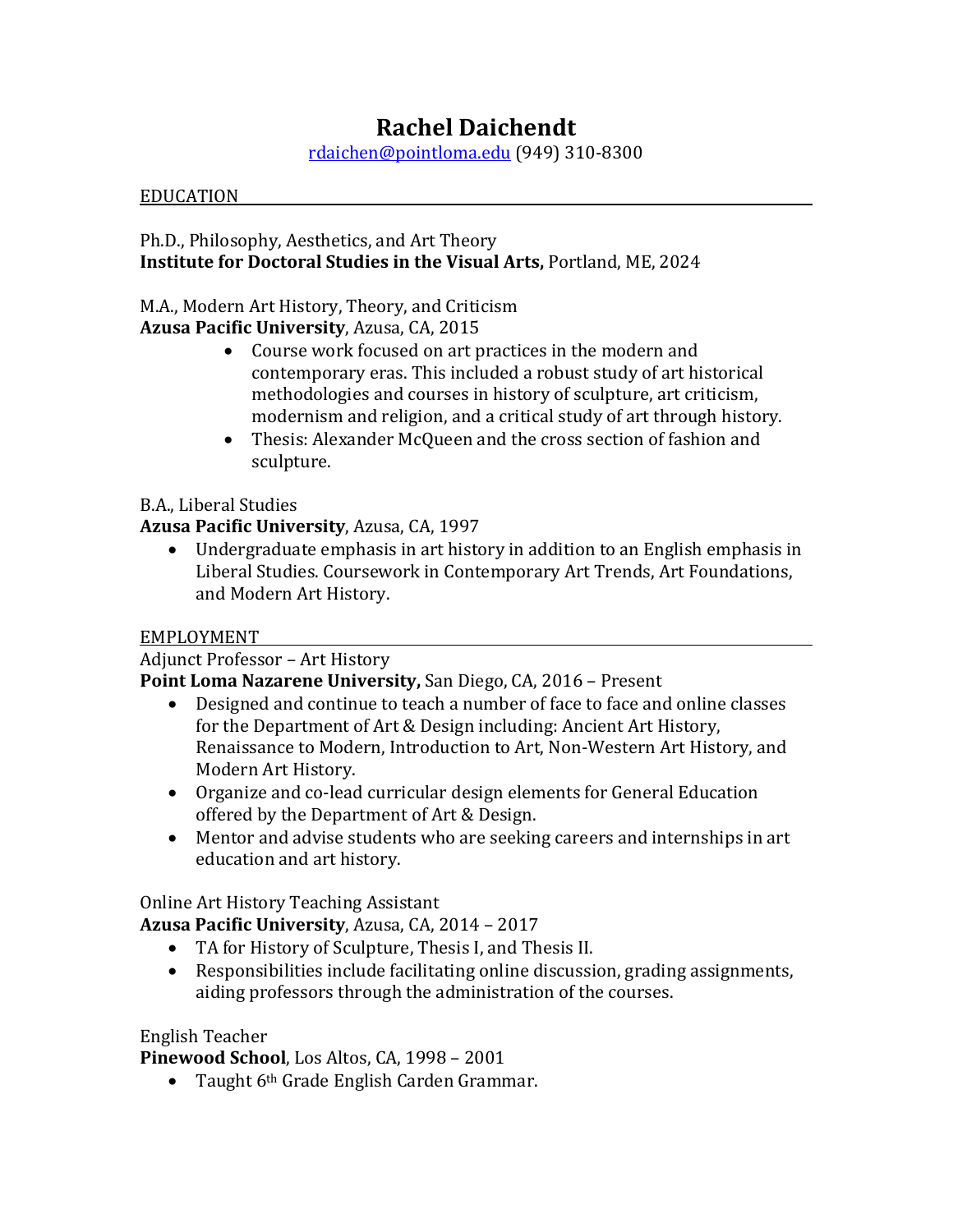# Rachel Daichendt

rdaichen@pointloma.edu (949) 310-8300

## EDUCATION

Ph.D., Philosophy, Aesthetics, and Art Theory
**Institute for Doctoral Studies in the Visual Arts,** Portland, ME, 2024

M.A., Modern Art History, Theory, and Criticism
**Azusa Pacific University**, Azusa, CA, 2015

- Course work focused on art practices in the modern and contemporary eras. This included a robust study of art historical methodologies and courses in history of sculpture, art criticism, modernism and religion, and a critical study of art through history.
- Thesis: Alexander McQueen and the cross section of fashion and sculpture.

B.A., Liberal Studies
**Azusa Pacific University**, Azusa, CA, 1997

- Undergraduate emphasis in art history in addition to an English emphasis in Liberal Studies. Coursework in Contemporary Art Trends, Art Foundations, and Modern Art History.

## EMPLOYMENT

Adjunct Professor – Art History
**Point Loma Nazarene University,** San Diego, CA, 2016 – Present

- Designed and continue to teach a number of face to face and online classes for the Department of Art & Design including: Ancient Art History, Renaissance to Modern, Introduction to Art, Non-Western Art History, and Modern Art History.
- Organize and co-lead curricular design elements for General Education offered by the Department of Art & Design.
- Mentor and advise students who are seeking careers and internships in art education and art history.

Online Art History Teaching Assistant
**Azusa Pacific University**, Azusa, CA, 2014 – 2017

- TA for History of Sculpture, Thesis I, and Thesis II.
- Responsibilities include facilitating online discussion, grading assignments, aiding professors through the administration of the courses.

English Teacher
**Pinewood School**, Los Altos, CA, 1998 – 2001

- Taught 6th Grade English Carden Grammar.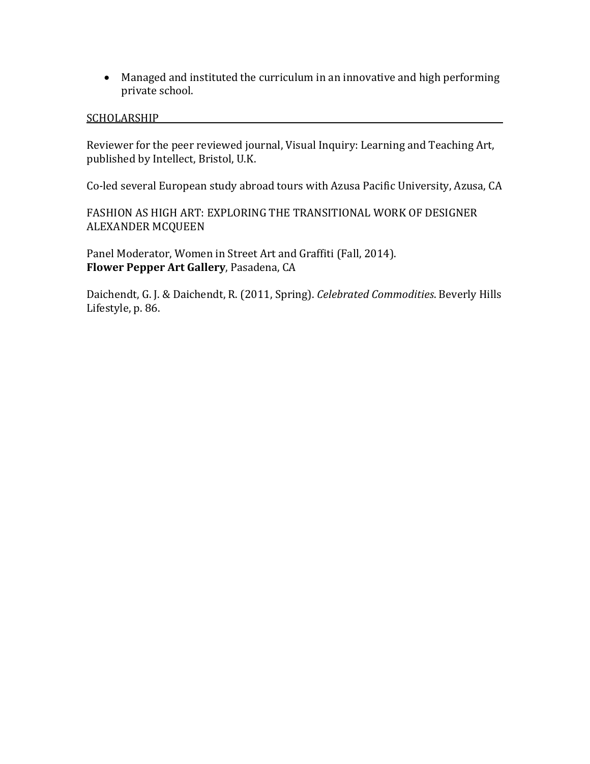- Managed and instituted the curriculum in an innovative and high performing private school.

## SCHOLARSHIP

Reviewer for the peer reviewed journal, Visual Inquiry: Learning and Teaching Art, published by Intellect, Bristol, U.K.

Co-led several European study abroad tours with Azusa Pacific University, Azusa, CA

FASHION AS HIGH ART: EXPLORING THE TRANSITIONAL WORK OF DESIGNER ALEXANDER MCQUEEN

Panel Moderator, Women in Street Art and Graffiti (Fall, 2014).
**Flower Pepper Art Gallery**, Pasadena, CA

Daichendt, G. J. & Daichendt, R. (2011, Spring). *Celebrated Commodities*. Beverly Hills Lifestyle, p. 86.